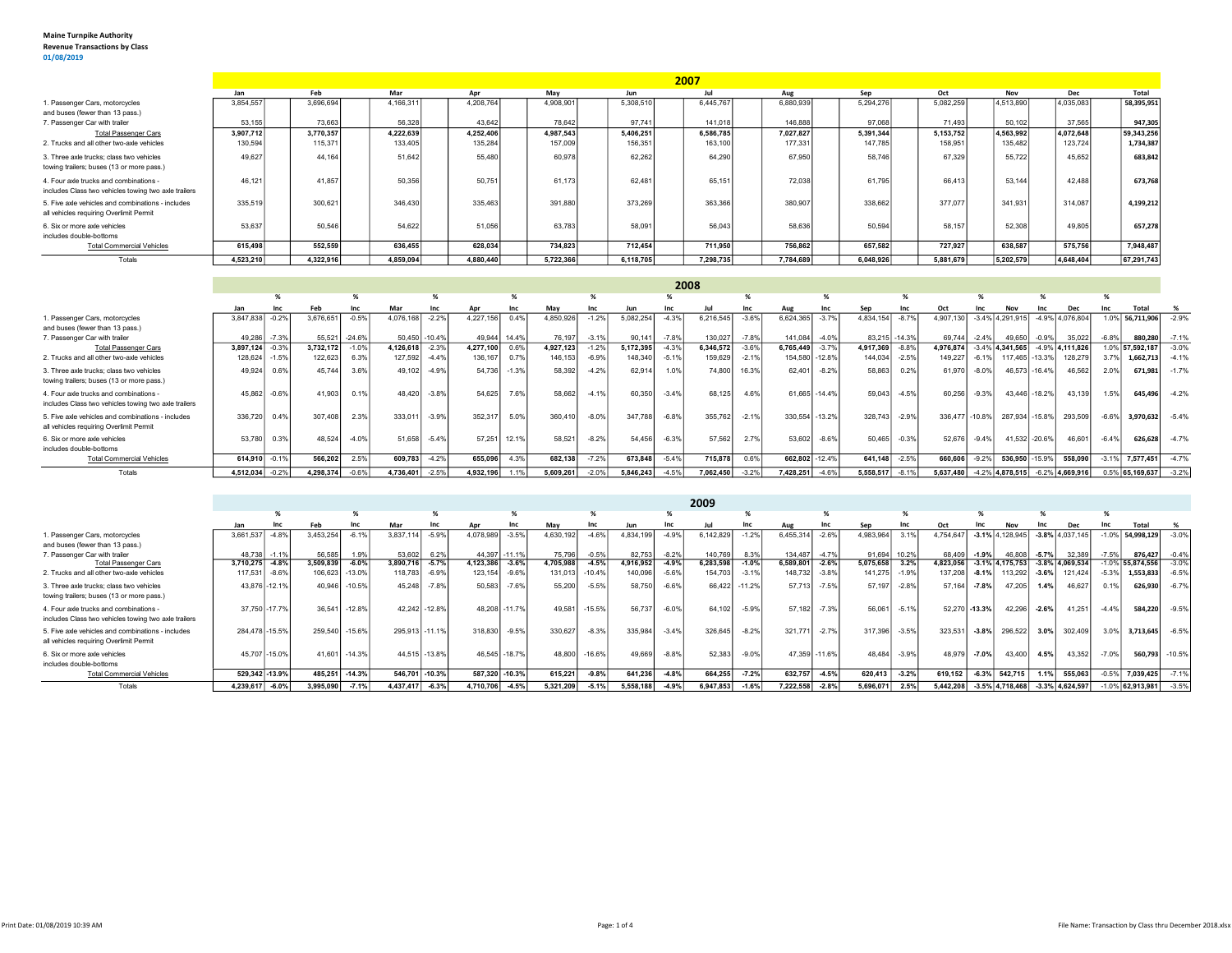**Maine Turnpike Authority**
**Revenue Transactions by Class**
01/08/2019

## 2007

| | Jan | Feb | Mar | Apr | May | Jun | Jul | Aug | Sep | Oct | Nov | Dec | Total |
|---|---|---|---|---|---|---|---|---|---|---|---|---|---|
| 1. Passenger Cars, motorcycles and buses (fewer than 13 pass.) | 3,854,557 | 3,696,694 | 4,166,311 | 4,208,764 | 4,908,901 | 5,308,510 | 6,445,767 | 6,880,939 | 5,294,276 | 5,082,259 | 4,513,890 | 4,035,083 | **58,395,951** |
| 7. Passenger Car with trailer | 53,155 | 73,663 | 56,328 | 43,642 | 78,642 | 97,741 | 141,018 | 146,888 | 97,068 | 71,493 | 50,102 | 37,565 | **947,305** |
| Total Passenger Cars | **3,907,712** | **3,770,357** | **4,222,639** | **4,252,406** | **4,987,543** | **5,406,251** | **6,586,785** | **7,027,827** | **5,391,344** | **5,153,752** | **4,563,992** | **4,072,648** | **59,343,256** |
| 2. Trucks and all other two-axle vehicles | 130,594 | 115,371 | 133,405 | 135,284 | 157,009 | 156,351 | 163,100 | 177,331 | 147,785 | 158,951 | 135,482 | 123,724 | **1,734,387** |
| 3. Three axle trucks; class two vehicles towing trailers; buses (13 or more pass.) | 49,627 | 44,164 | 51,642 | 55,480 | 60,978 | 62,262 | 64,290 | 67,950 | 58,746 | 67,329 | 55,722 | 45,652 | **683,842** |
| 4. Four axle trucks and combinations - includes Class two vehicles towing two axle trailers | 46,121 | 41,857 | 50,356 | 50,751 | 61,173 | 62,481 | 65,151 | 72,038 | 61,795 | 66,413 | 53,144 | 42,488 | **673,768** |
| 5. Five axle vehicles and combinations - includes all vehicles requiring Overlimit Permit | 335,519 | 300,621 | 346,430 | 335,463 | 391,880 | 373,269 | 363,366 | 380,907 | 338,662 | 377,077 | 341,931 | 314,087 | **4,199,212** |
| 6. Six or more axle vehicles includes double-bottoms | 53,637 | 50,546 | 54,622 | 51,056 | 63,783 | 58,091 | 56,043 | 58,636 | 50,594 | 58,157 | 52,308 | 49,805 | **657,278** |
| Total Commercial Vehicles | **615,498** | **552,559** | **636,455** | **628,034** | **734,823** | **712,454** | **711,950** | **756,862** | **657,582** | **727,927** | **638,587** | **575,756** | **7,948,487** |
| Totals | **4,523,210** | **4,322,916** | **4,859,094** | **4,880,440** | **5,722,366** | **6,118,705** | **7,298,735** | **7,784,689** | **6,048,926** | **5,881,679** | **5,202,579** | **4,648,404** | **67,291,743** |

## 2008

| | Jan | % Inc | Feb | % Inc | Mar | % Inc | Apr | % Inc | May | % Inc | Jun | % Inc | Jul | % Inc | Aug | % Inc | Sep | % Inc | Oct | % Inc | Nov | % Inc | Dec | % Inc | Total | % |
|---|---|---|---|---|---|---|---|---|---|---|---|---|---|---|---|---|---|---|---|---|---|---|---|---|---|---|
| 1. Passenger Cars, motorcycles and buses (fewer than 13 pass.) | 3,847,838 | -0.2% | 3,676,651 | -0.5% | 4,076,168 | -2.2% | 4,227,156 | 0.4% | 4,850,926 | -1.2% | 5,082,254 | -4.3% | 6,216,545 | -3.6% | 6,624,365 | -3.7% | 4,834,154 | -8.7% | 4,907,130 | -3.4% | 4,291,915 | -4.9% | 4,076,804 | 1.0% | **56,711,906** | -2.9% |
| 7. Passenger Car with trailer | 49,286 | -7.3% | 55,521 | -24.6% | 50,450 | -10.4% | 49,944 | 14.4% | 76,197 | -3.1% | 90,141 | -7.8% | 130,027 | -7.8% | 141,084 | -4.0% | 83,215 | -14.3% | 69,744 | -2.4% | 49,650 | -0.9% | 35,022 | -6.8% | **880,280** | -7.1% |
| Total Passenger Cars | **3,897,124** | -0.3% | **3,732,172** | -1.0% | **4,126,618** | -2.3% | **4,277,100** | 0.6% | **4,927,123** | -1.2% | **5,172,395** | -4.3% | **6,346,572** | -3.6% | **6,765,449** | -3.7% | **4,917,369** | -8.8% | **4,976,874** | -3.4% | **4,341,565** | -4.9% | **4,111,826** | 1.0% | **57,592,187** | -3.0% |
| 2. Trucks and all other two-axle vehicles | 128,624 | -1.5% | 122,623 | 6.3% | 127,592 | -4.4% | 136,167 | 0.7% | 146,153 | -6.9% | 148,340 | -5.1% | 159,629 | -2.1% | 154,580 | -12.8% | 144,034 | -2.5% | 149,227 | -6.1% | 117,465 | -13.3% | 128,279 | 3.7% | **1,662,713** | -4.1% |
| 3. Three axle trucks; class two vehicles towing trailers; buses (13 or more pass.) | 49,924 | 0.6% | 45,744 | 3.6% | 49,102 | -4.9% | 54,736 | -1.3% | 58,392 | -4.2% | 62,914 | 1.0% | 74,800 | 16.3% | 62,401 | -8.2% | 58,863 | 0.2% | 61,970 | -8.0% | 46,573 | -16.4% | 46,562 | 2.0% | **671,981** | -1.7% |
| 4. Four axle trucks and combinations - includes Class two vehicles towing two axle trailers | 45,862 | -0.6% | 41,903 | 0.1% | 48,420 | -3.8% | 54,625 | 7.6% | 58,662 | -4.1% | 60,350 | -3.4% | 68,125 | 4.6% | 61,665 | -14.4% | 59,043 | -4.5% | 60,256 | -9.3% | 43,446 | -18.2% | 43,139 | 1.5% | **645,496** | -4.2% |
| 5. Five axle vehicles and combinations - includes all vehicles requiring Overlimit Permit | 336,720 | 0.4% | 307,408 | 2.3% | 333,011 | -3.9% | 352,317 | 5.0% | 360,410 | -8.0% | 347,788 | -6.8% | 355,762 | -2.1% | 330,554 | -13.2% | 328,743 | -2.9% | 336,477 | -10.8% | 287,934 | -15.8% | 293,509 | -6.6% | **3,970,632** | -5.4% |
| 6. Six or more axle vehicles includes double-bottoms | 53,780 | 0.3% | 48,524 | -4.0% | 51,658 | -5.4% | 57,251 | 12.1% | 58,521 | -8.2% | 54,456 | -6.3% | 57,562 | 2.7% | 53,602 | -8.6% | 50,465 | -0.3% | 52,676 | -9.4% | 41,532 | -20.6% | 46,601 | -6.4% | **626,628** | -4.7% |
| Total Commercial Vehicles | **614,910** | -0.1% | **566,202** | 2.5% | **609,783** | -4.2% | **655,096** | 4.3% | **682,138** | -7.2% | **673,848** | -5.4% | **715,878** | 0.6% | **662,802** | -12.4% | **641,148** | -2.5% | **660,606** | -9.2% | **536,950** | -15.9% | **558,090** | -3.1% | **7,577,451** | -4.7% |
| Totals | **4,512,034** | -0.2% | **4,298,374** | -0.6% | **4,736,401** | -2.5% | **4,932,196** | 1.1% | **5,609,261** | -2.0% | **5,846,243** | -4.5% | **7,062,450** | -3.2% | **7,428,251** | -4.6% | **5,558,517** | -8.1% | **5,637,480** | -4.2% | **4,878,515** | -6.2% | **4,669,916** | 0.5% | **65,169,637** | -3.2% |

## 2009

| | Jan | % Inc | Feb | % Inc | Mar | % Inc | Apr | % Inc | May | % Inc | Jun | % Inc | Jul | % Inc | Aug | % Inc | Sep | % Inc | Oct | % Inc | Nov | % Inc | Dec | % Inc | Total | % |
|---|---|---|---|---|---|---|---|---|---|---|---|---|---|---|---|---|---|---|---|---|---|---|---|---|---|---|
| 1. Passenger Cars, motorcycles and buses (fewer than 13 pass.) | 3,661,537 | -4.8% | 3,453,254 | -6.1% | 3,837,114 | -5.9% | 4,078,989 | -3.5% | 4,630,192 | -4.6% | 4,834,199 | -4.9% | 6,142,829 | -1.2% | 6,455,314 | -2.6% | 4,983,964 | 3.1% | 4,754,647 | **-3.1%** | 4,128,945 | **-3.8%** | 4,037,145 | -1.0% | **54,998,129** | -3.0% |
| 7. Passenger Car with trailer | 48,738 | -1.1% | 56,585 | 1.9% | 53,602 | 6.2% | 44,397 | -11.1% | 75,796 | -0.5% | 82,753 | -8.2% | 140,769 | 8.3% | 134,487 | -4.7% | 91,694 | 10.2% | 68,409 | **-1.9%** | 46,808 | **-5.7%** | 32,389 | -7.5% | **876,427** | -0.4% |
| Total Passenger Cars | **3,710,275** | **-4.8%** | **3,509,839** | **-6.0%** | **3,890,716** | **-5.7%** | **4,123,386** | **-3.6%** | **4,705,988** | **-4.5%** | **4,916,952** | **-4.9%** | **6,283,598** | **-1.0%** | **6,589,801** | **-2.6%** | **5,075,658** | **3.2%** | **4,823,056** | **-3.1%** | **4,175,753** | **-3.8%** | **4,069,534** | -1.0% | **55,874,556** | -3.0% |
| 2. Trucks and all other two-axle vehicles | 117,531 | -8.6% | 106,623 | -13.0% | 118,783 | -6.9% | 123,154 | -9.6% | 131,013 | -10.4% | 140,096 | -5.6% | 154,703 | -3.1% | 148,732 | -3.8% | 141,275 | -1.9% | 137,208 | **-8.1%** | 113,292 | **-3.6%** | 121,424 | -5.3% | **1,553,833** | -6.5% |
| 3. Three axle trucks; class two vehicles towing trailers; buses (13 or more pass.) | 43,876 | -12.1% | 40,946 | -10.5% | 45,248 | -7.8% | 50,583 | -7.6% | 55,200 | -5.5% | 58,750 | -6.6% | 66,422 | -11.2% | 57,713 | -7.5% | 57,197 | -2.8% | 57,164 | **-7.8%** | 47,205 | **1.4%** | 46,627 | 0.1% | **626,930** | -6.7% |
| 4. Four axle trucks and combinations - includes Class two vehicles towing two axle trailers | 37,750 | -17.7% | 36,541 | -12.8% | 42,242 | -12.8% | 48,208 | -11.7% | 49,581 | -15.5% | 56,737 | -6.0% | 64,102 | -5.9% | 57,182 | -7.3% | 56,061 | -5.1% | 52,270 | **-13.3%** | 42,296 | **-2.6%** | 41,251 | -4.4% | **584,220** | -9.5% |
| 5. Five axle vehicles and combinations - includes all vehicles requiring Overlimit Permit | 284,478 | -15.5% | 259,540 | -15.6% | 295,913 | -11.1% | 318,830 | -9.5% | 330,627 | -8.3% | 335,984 | -3.4% | 326,645 | -8.2% | 321,771 | -2.7% | 317,396 | -3.5% | 323,531 | **-3.8%** | 296,522 | **3.0%** | 302,409 | 3.0% | **3,713,645** | -6.5% |
| 6. Six or more axle vehicles includes double-bottoms | 45,707 | -15.0% | 41,601 | -14.3% | 44,515 | -13.8% | 46,545 | -18.7% | 48,800 | -16.6% | 49,669 | -8.8% | 52,383 | -9.0% | 47,359 | -11.6% | 48,484 | -3.9% | 48,979 | **-7.0%** | 43,400 | **4.5%** | 43,352 | -7.0% | **560,793** | -10.5% |
| Total Commercial Vehicles | **529,342** | **-13.9%** | **485,251** | **-14.3%** | **546,701** | **-10.3%** | **587,320** | **-10.3%** | **615,221** | **-9.8%** | **641,236** | **-4.8%** | **664,255** | **-7.2%** | **632,757** | **-4.5%** | **620,413** | **-3.2%** | **619,152** | **-6.3%** | **542,715** | **1.1%** | **555,063** | -0.5% | **7,039,425** | -7.1% |
| Totals | **4,239,617** | **-6.0%** | **3,995,090** | **-7.1%** | **4,437,417** | **-6.3%** | **4,710,706** | **-4.5%** | **5,321,209** | **-5.1%** | **5,558,188** | **-4.9%** | **6,947,853** | **-1.6%** | **7,222,558** | **-2.8%** | **5,696,071** | **2.5%** | **5,442,208** | **-3.5%** | **4,718,468** | **-3.3%** | **4,624,597** | -1.0% | **62,913,981** | -3.5% |

Print Date: 01/08/2019 10:39 AM

File Name: Transaction by Class thru December 2018.xlsx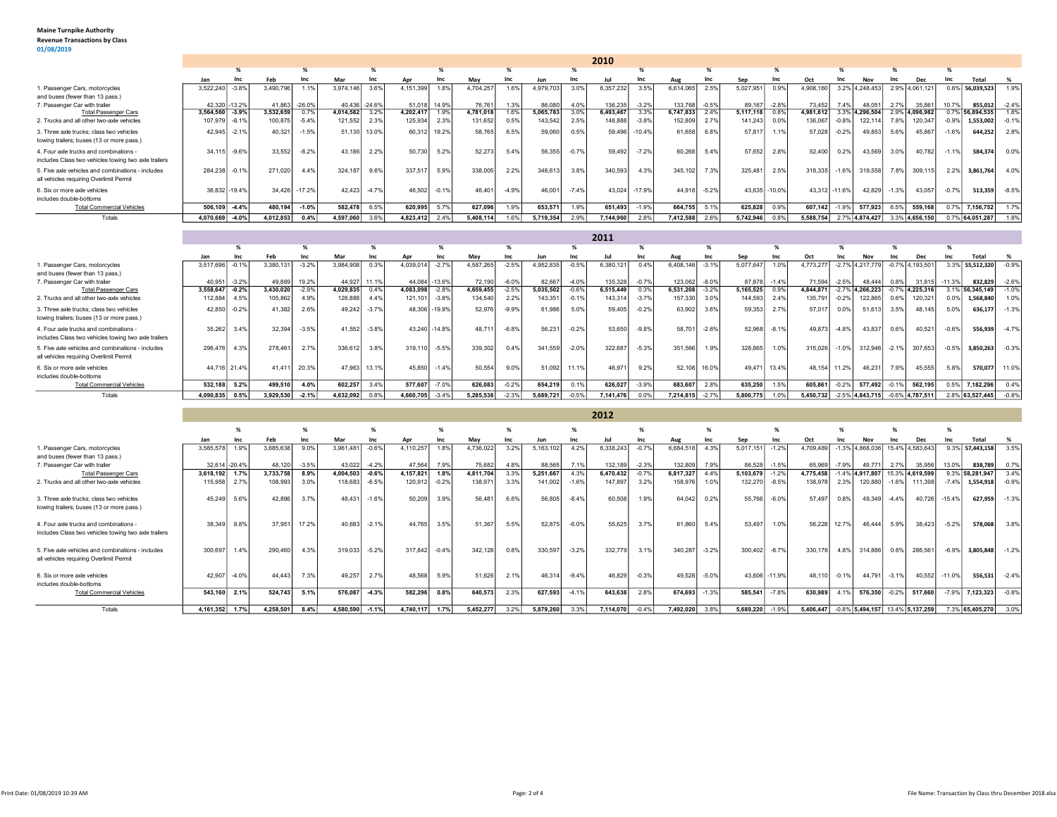**Maine Turnpike Authority**
**Revenue Transactions by Class**
**01/08/2019**

## 2010

| | Jan | % Inc | Feb | % Inc | Mar | % Inc | Apr | % Inc | May | % Inc | Jun | % Inc | Jul | % Inc | Aug | % Inc | Sep | % Inc | Oct | % Inc | Nov | % Inc | Dec | % Inc | Total | % |
|---|---|---|---|---|---|---|---|---|---|---|---|---|---|---|---|---|---|---|---|---|---|---|---|---|---|---|
| 1. Passenger Cars, motorcycles and buses (fewer than 13 pass.) | 3,522,240 | -3.8% | 3,490,796 | 1.1% | 3,974,146 | 3.6% | 4,151,399 | 1.8% | 4,704,257 | 1.6% | 4,979,703 | 3.0% | 6,357,232 | 3.5% | 6,614,065 | 2.5% | 5,027,951 | 0.9% | 4,908,160 | 3.2% | 4,248,453 | 2.9% | 4,061,121 | 0.6% | 56,039,523 | 1.9% |
| 7. Passenger Car with trailer | 42,320 | -13.2% | 41,863 | -26.0% | 40,436 | -24.6% | 51,018 | 14.9% | 76,761 | 1.3% | 86,080 | 4.0% | 136,235 | -3.2% | 133,768 | -0.5% | 89,167 | -2.8% | 73,452 | 7.4% | 48,051 | 2.7% | 35,861 | 10.7% | 855,012 | -2.4% |
| Total Passenger Cars | 3,564,560 | -3.9% | 3,532,659 | 0.7% | 4,014,582 | 3.2% | 4,202,417 | 1.9% | 4,781,018 | 1.6% | 5,065,783 | 3.0% | 6,493,467 | 3.3% | 6,747,833 | 2.4% | 5,117,118 | 0.8% | 4,981,612 | 3.3% | 4,296,504 | 2.9% | 4,096,982 | 0.7% | 56,894,535 | 1.8% |
| 2. Trucks and all other two-axle vehicles | 107,979 | -8.1% | 100,875 | -5.4% | 121,552 | 2.3% | 125,934 | 2.3% | 131,652 | 0.5% | 143,542 | 2.5% | 148,888 | -3.8% | 152,809 | 2.7% | 141,243 | 0.0% | 136,067 | -0.8% | 122,114 | 7.8% | 120,347 | -0.9% | 1,553,002 | -0.1% |
| 3. Three axle trucks; class two vehicles towing trailers; buses (13 or more pass.) | 42,945 | -2.1% | 40,321 | -1.5% | 51,130 | 13.0% | 60,312 | 19.2% | 58,765 | 6.5% | 59,060 | 0.5% | 59,496 | -10.4% | 61,658 | 6.8% | 57,817 | 1.1% | 57,028 | -0.2% | 49,853 | 5.6% | 45,867 | -1.6% | 644,252 | 2.8% |
| 4. Four axle trucks and combinations - includes Class two vehicles towing two axle trailers | 34,115 | -9.6% | 33,552 | -8.2% | 43,186 | 2.2% | 50,730 | 5.2% | 52,273 | 5.4% | 56,355 | -0.7% | 59,492 | -7.2% | 60,268 | 5.4% | 57,652 | 2.8% | 52,400 | 0.2% | 43,569 | 3.0% | 40,782 | -1.1% | 584,374 | 0.0% |
| 5. Five axle vehicles and combinations - includes all vehicles requiring Overlimit Permit | 284,238 | -0.1% | 271,020 | 4.4% | 324,187 | 9.6% | 337,517 | 5.9% | 338,005 | 2.2% | 348,613 | 3.8% | 340,593 | 4.3% | 345,102 | 7.3% | 325,481 | 2.5% | 318,335 | -1.6% | 319,558 | 7.8% | 309,115 | 2.2% | 3,861,764 | 4.0% |
| 6. Six or more axle vehicles includes double-bottoms | 36,832 | -19.4% | 34,426 | -17.2% | 42,423 | -4.7% | 46,502 | -0.1% | 46,401 | -4.9% | 46,001 | -7.4% | 43,024 | -17.9% | 44,918 | -5.2% | 43,635 | -10.0% | 43,312 | -11.6% | 42,829 | -1.3% | 43,057 | -0.7% | 513,359 | -8.5% |
| Total Commercial Vehicles | 506,109 | -4.4% | 480,194 | -1.0% | 582,478 | 6.5% | 620,995 | 5.7% | 627,096 | 1.9% | 653,571 | 1.9% | 651,493 | -1.9% | 664,755 | 5.1% | 625,828 | 0.9% | 607,142 | -1.9% | 577,923 | 6.5% | 559,168 | 0.7% | 7,156,752 | 1.7% |
| Totals | 4,070,669 | -4.0% | 4,012,853 | 0.4% | 4,597,060 | 3.6% | 4,823,412 | 2.4% | 5,408,114 | 1.6% | 5,719,354 | 2.9% | 7,144,960 | 2.8% | 7,412,588 | 2.6% | 5,742,946 | 0.8% | 5,588,754 | 2.7% | 4,874,427 | 3.3% | 4,656,150 | 0.7% | 64,051,287 | 1.8% |

## 2011

| | Jan | % Inc | Feb | % Inc | Mar | % Inc | Apr | % Inc | May | % Inc | Jun | % Inc | Jul | % Inc | Aug | % Inc | Sep | % Inc | Oct | % Inc | Nov | % Inc | Dec | % Inc | Total | % |
|---|---|---|---|---|---|---|---|---|---|---|---|---|---|---|---|---|---|---|---|---|---|---|---|---|---|---|
| 1. Passenger Cars, motorcycles and buses (fewer than 13 pass.) | 3,517,696 | -0.1% | 3,380,131 | -3.2% | 3,984,908 | 0.3% | 4,039,014 | -2.7% | 4,587,265 | -2.5% | 4,952,835 | -0.5% | 6,380,121 | 0.4% | 6,408,146 | -3.1% | 5,077,647 | 1.0% | 4,773,277 | -2.7% | 4,217,779 | -0.7% | 4,193,501 | 3.3% | 55,512,320 | -0.9% |
| 7. Passenger Car with trailer | 40,951 | -3.2% | 49,889 | 19.2% | 44,927 | 11.1% | 44,084 | -13.6% | 72,190 | -6.0% | 82,667 | -4.0% | 135,328 | -0.7% | 123,062 | -8.0% | 87,878 | -1.4% | 71,594 | -2.5% | 48,444 | 0.8% | 31,815 | -11.3% | 832,829 | -2.6% |
| Total Passenger Cars | 3,558,647 | -0.2% | 3,430,020 | -2.9% | 4,029,835 | 0.4% | 4,083,098 | -2.8% | 4,659,455 | -2.5% | 5,035,502 | -0.6% | 6,515,449 | 0.3% | 6,531,208 | -3.2% | 5,165,525 | 0.9% | 4,844,871 | -2.7% | 4,266,223 | -0.7% | 4,225,316 | 3.1% | 56,345,149 | -1.0% |
| 2. Trucks and all other two-axle vehicles | 112,884 | 4.5% | 105,862 | 4.9% | 126,888 | 4.4% | 121,101 | -3.8% | 134,540 | 2.2% | 143,351 | -0.1% | 143,314 | -3.7% | 157,330 | 3.0% | 144,593 | 2.4% | 135,791 | -0.2% | 122,865 | 0.6% | 120,321 | 0.0% | 1,568,840 | 1.0% |
| 3. Three axle trucks; class two vehicles towing trailers; buses (13 or more pass.) | 42,850 | -0.2% | 41,382 | 2.6% | 49,242 | -3.7% | 48,306 | -19.9% | 52,976 | -9.9% | 61,986 | 5.0% | 59,405 | -0.2% | 63,902 | 3.6% | 59,353 | 2.7% | 57,017 | 0.0% | 51,613 | 3.5% | 48,145 | 5.0% | 636,177 | -1.3% |
| 4. Four axle trucks and combinations - includes Class two vehicles towing two axle trailers | 35,262 | 3.4% | 32,394 | -3.5% | 41,552 | -3.8% | 43,240 | -14.8% | 48,711 | -6.8% | 56,231 | -0.2% | 53,650 | -9.8% | 58,701 | -2.6% | 52,968 | -8.1% | 49,873 | -4.8% | 43,837 | 0.6% | 40,521 | -0.6% | 556,939 | -4.7% |
| 5. Five axle vehicles and combinations - includes all vehicles requiring Overlimit Permit | 296,476 | 4.3% | 278,461 | 2.7% | 336,612 | 3.8% | 319,110 | -5.5% | 339,302 | 0.4% | 341,559 | -2.0% | 322,687 | -5.3% | 351,566 | 1.9% | 328,865 | 1.0% | 315,026 | -1.0% | 312,946 | -2.1% | 307,653 | -0.5% | 3,850,263 | -0.3% |
| 6. Six or more axle vehicles includes double-bottoms | 44,716 | 21.4% | 41,411 | 20.3% | 47,963 | 13.1% | 45,850 | -1.4% | 50,554 | 9.0% | 51,092 | 11.1% | 46,971 | 9.2% | 52,108 | 16.0% | 49,471 | 13.4% | 48,154 | 11.2% | 46,231 | 7.9% | 45,555 | 5.8% | 570,077 | 11.0% |
| Total Commercial Vehicles | 532,188 | 5.2% | 499,510 | 4.0% | 602,257 | 3.4% | 577,607 | -7.0% | 626,083 | -0.2% | 654,219 | 0.1% | 626,027 | -3.9% | 683,607 | 2.8% | 635,250 | 1.5% | 605,861 | -0.2% | 577,492 | -0.1% | 562,195 | 0.5% | 7,182,296 | 0.4% |
| Totals | 4,090,835 | 0.5% | 3,929,530 | -2.1% | 4,632,092 | 0.8% | 4,660,705 | -3.4% | 5,285,538 | -2.3% | 5,689,721 | -0.5% | 7,141,476 | 0.0% | 7,214,815 | -2.7% | 5,800,775 | 1.0% | 5,450,732 | -2.5% | 4,843,715 | -0.6% | 4,787,511 | 2.8% | 63,527,445 | -0.8% |

## 2012

| | Jan | % Inc | Feb | % Inc | Mar | % Inc | Apr | % Inc | May | % Inc | Jun | % Inc | Jul | % Inc | Aug | % Inc | Sep | % Inc | Oct | % Inc | Nov | % Inc | Dec | % Inc | Total | % |
|---|---|---|---|---|---|---|---|---|---|---|---|---|---|---|---|---|---|---|---|---|---|---|---|---|---|---|
| 1. Passenger Cars, motorcycles and buses (fewer than 13 pass.) | 3,585,578 | 1.9% | 3,685,638 | 9.0% | 3,961,481 | -0.6% | 4,110,257 | 1.8% | 4,736,022 | 3.2% | 5,163,102 | 4.2% | 6,338,243 | -0.7% | 6,684,518 | 4.3% | 5,017,151 | -1.2% | 4,709,489 | -1.3% | 4,868,036 | 15.4% | 4,583,643 | 9.3% | 57,443,158 | 3.5% |
| 7. Passenger Car with trailer | 32,614 | -20.4% | 48,120 | -3.5% | 43,022 | -4.2% | 47,564 | 7.9% | 75,682 | 4.8% | 88,565 | 7.1% | 132,189 | -2.3% | 132,809 | 7.9% | 86,528 | -1.5% | 65,969 | -7.9% | 49,771 | 2.7% | 35,956 | 13.0% | 838,789 | 0.7% |
| Total Passenger Cars | 3,618,192 | 1.7% | 3,733,758 | 8.9% | 4,004,503 | -0.6% | 4,157,821 | 1.8% | 4,811,704 | 3.3% | 5,251,667 | 4.3% | 6,470,432 | -0.7% | 6,817,327 | 4.4% | 5,103,679 | -1.2% | 4,775,458 | -1.4% | 4,917,807 | 15.3% | 4,619,599 | 9.3% | 58,281,947 | 3.4% |
| 2. Trucks and all other two-axle vehicles | 115,958 | 2.7% | 108,993 | 3.0% | 118,683 | -6.5% | 120,912 | -0.2% | 138,971 | 3.3% | 141,002 | -1.6% | 147,897 | 3.2% | 158,976 | 1.0% | 132,270 | -8.5% | 138,978 | 2.3% | 120,880 | -1.6% | 111,398 | -7.4% | 1,554,918 | -0.9% |
| 3. Three axle trucks; class two vehicles towing trailers; buses (13 or more pass.) | 45,249 | 5.6% | 42,896 | 3.7% | 48,431 | -1.6% | 50,209 | 3.9% | 56,481 | 6.6% | 56,805 | -8.4% | 60,508 | 1.9% | 64,042 | 0.2% | 55,766 | -6.0% | 57,497 | 0.8% | 49,349 | -4.4% | 40,726 | -15.4% | 627,959 | -1.3% |
| 4. Four axle trucks and combinations - includes Class two vehicles towing two axle trailers | 38,349 | 8.8% | 37,951 | 17.2% | 40,683 | -2.1% | 44,765 | 3.5% | 51,367 | 5.5% | 52,875 | -6.0% | 55,625 | 3.7% | 61,860 | 5.4% | 53,497 | 1.0% | 56,228 | 12.7% | 46,444 | 5.9% | 38,423 | -5.2% | 578,068 | 3.8% |
| 5. Five axle vehicles and combinations - includes all vehicles requiring Overlimit Permit | 300,697 | 1.4% | 290,460 | 4.3% | 319,033 | -5.2% | 317,842 | -0.4% | 342,128 | 0.8% | 330,597 | -3.2% | 332,779 | 3.1% | 340,287 | -3.2% | 300,402 | -8.7% | 330,176 | 4.8% | 314,886 | 0.6% | 286,561 | -6.9% | 3,805,848 | -1.2% |
| 6. Six or more axle vehicles includes double-bottoms | 42,907 | -4.0% | 44,443 | 7.3% | 49,257 | 2.7% | 48,568 | 5.9% | 51,626 | 2.1% | 46,314 | -9.4% | 46,829 | -0.3% | 49,528 | -5.0% | 43,606 | -11.9% | 48,110 | -0.1% | 44,791 | -3.1% | 40,552 | -11.0% | 556,531 | -2.4% |
| Total Commercial Vehicles | 543,160 | 2.1% | 524,743 | 5.1% | 576,087 | -4.3% | 582,296 | 0.8% | 640,573 | 2.3% | 627,593 | -4.1% | 643,638 | 2.8% | 674,693 | -1.3% | 585,541 | -7.8% | 630,989 | 4.1% | 576,350 | -0.2% | 517,660 | -7.9% | 7,123,323 | -0.8% |
| Totals | 4,161,352 | 1.7% | 4,258,501 | 8.4% | 4,580,590 | -1.1% | 4,740,117 | 1.7% | 5,452,277 | 3.2% | 5,879,260 | 3.3% | 7,114,070 | -0.4% | 7,492,020 | 3.8% | 5,689,220 | -1.9% | 5,406,447 | -0.8% | 5,494,157 | 13.4% | 5,137,259 | 7.3% | 65,405,270 | 3.0% |

Print Date: 01/08/2019 10:39 AM

File Name: Transaction by Class thru December 2018.xlsx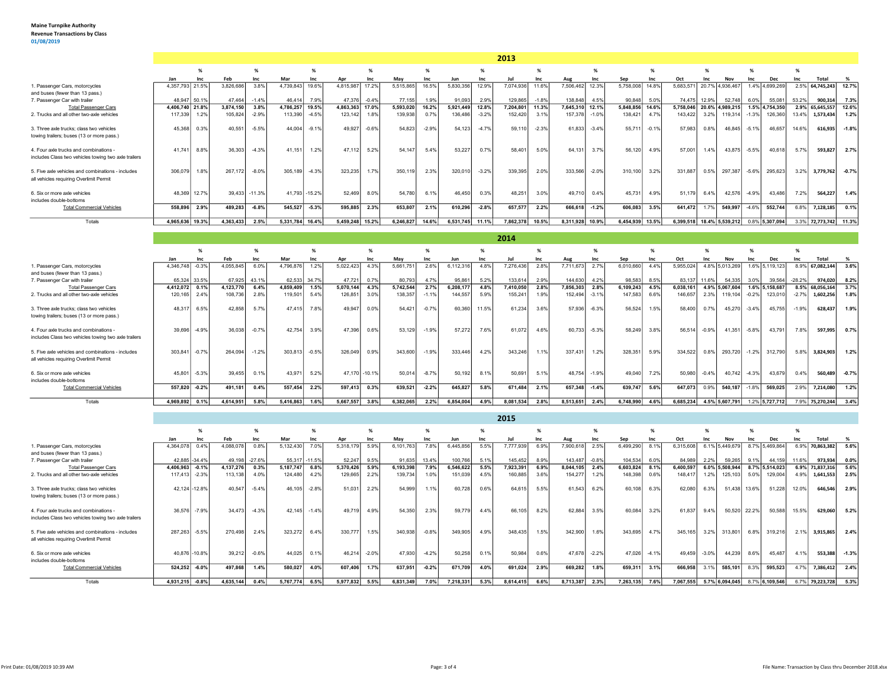**Maine Turnpike Authority**
**Revenue Transactions by Class**
01/08/2019

## 2013

| | Jan | % Inc | Feb | % Inc | Mar | % Inc | Apr | % Inc | May | % Inc | Jun | % Inc | Jul | % Inc | Aug | % Inc | Sep | % Inc | Oct | % Inc | Nov | % Inc | Dec | % Inc | Total | % |
|---|---|---|---|---|---|---|---|---|---|---|---|---|---|---|---|---|---|---|---|---|---|---|---|---|---|---|
| 1. Passenger Cars, motorcycles and buses (fewer than 13 pass.) | 4,357,793 | 21.5% | 3,826,686 | 3.8% | 4,739,843 | 19.6% | 4,815,987 | 17.2% | 5,515,865 | 16.5% | 5,830,356 | 12.9% | 7,074,936 | 11.6% | 7,506,462 | 12.3% | 5,758,008 | 14.8% | 5,683,571 | 20.7% | 4,936,467 | 1.4% | 4,699,269 | 2.5% | 64,745,243 | 12.7% |
| 7. Passenger Car with trailer | 48,947 | 50.1% | 47,464 | -1.4% | 46,414 | 7.9% | 47,376 | -0.4% | 77,155 | 1.9% | 91,093 | 2.9% | 129,865 | -1.8% | 138,848 | 4.5% | 90,848 | 5.0% | 74,475 | 12.9% | 52,748 | 6.0% | 55,081 | 53.2% | 900,314 | 7.3% |
| **Total Passenger Cars** | **4,406,740** | **21.8%** | **3,874,150** | **3.8%** | **4,786,257** | **19.5%** | **4,863,363** | **17.0%** | **5,593,020** | **16.2%** | **5,921,449** | **12.8%** | **7,204,801** | **11.3%** | **7,645,310** | **12.1%** | **5,848,856** | **14.6%** | **5,758,046** | **20.6%** | **4,989,215** | **1.5%** | **4,754,350** | **2.9%** | **65,645,557** | **12.6%** |
| 2. Trucks and all other two-axle vehicles | 117,339 | 1.2% | 105,824 | -2.9% | 113,390 | -4.5% | 123,142 | 1.8% | 139,938 | 0.7% | 136,486 | -3.2% | 152,420 | 3.1% | 157,378 | -1.0% | 138,421 | 4.7% | 143,422 | 3.2% | 119,314 | -1.3% | 126,360 | 13.4% | 1,573,434 | 1.2% |
| 3. Three axle trucks; class two vehicles towing trailers; buses (13 or more pass.) | 45,368 | 0.3% | 40,551 | -5.5% | 44,004 | -9.1% | 49,927 | -0.6% | 54,823 | -2.9% | 54,123 | -4.7% | 59,110 | -2.3% | 61,833 | -3.4% | 55,711 | -0.1% | 57,983 | 0.8% | 46,845 | -5.1% | 46,657 | 14.6% | 616,935 | -1.8% |
| 4. Four axle trucks and combinations - includes Class two vehicles towing two axle trailers | 41,741 | 8.8% | 36,303 | -4.3% | 41,151 | 1.2% | 47,112 | 5.2% | 54,147 | 5.4% | 53,227 | 0.7% | 58,401 | 5.0% | 64,131 | 3.7% | 56,120 | 4.9% | 57,001 | 1.4% | 43,875 | -5.5% | 40,618 | 5.7% | 593,827 | 2.7% |
| 5. Five axle vehicles and combinations - includes all vehicles requiring Overlimit Permit | 306,079 | 1.8% | 267,172 | -8.0% | 305,189 | -4.3% | 323,235 | 1.7% | 350,119 | 2.3% | 320,010 | -3.2% | 339,395 | 2.0% | 333,566 | -2.0% | 310,100 | 3.2% | 331,887 | 0.5% | 297,387 | -5.6% | 295,623 | 3.2% | 3,779,762 | -0.7% |
| 6. Six or more axle vehicles includes double-bottoms | 48,369 | 12.7% | 39,433 | -11.3% | 41,793 | -15.2% | 52,469 | 8.0% | 54,780 | 6.1% | 46,450 | 0.3% | 48,251 | 3.0% | 49,710 | 0.4% | 45,731 | 4.9% | 51,179 | 6.4% | 42,576 | -4.9% | 43,486 | 7.2% | 564,227 | 1.4% |
| **Total Commercial Vehicles** | **558,896** | **2.9%** | **489,283** | **-6.8%** | **545,527** | **-5.3%** | **595,885** | **2.3%** | **653,807** | **2.1%** | **610,296** | **-2.8%** | **657,577** | **2.2%** | **666,618** | **-1.2%** | **606,083** | **3.5%** | **641,472** | **1.7%** | **549,997** | **-4.6%** | **552,744** | **6.8%** | **7,128,185** | **0.1%** |
| Totals | **4,965,636** | **19.3%** | **4,363,433** | **2.5%** | **5,331,784** | **16.4%** | **5,459,248** | **15.2%** | **6,246,827** | **14.6%** | **6,531,745** | **11.1%** | **7,862,378** | **10.5%** | **8,311,928** | **10.9%** | **6,454,939** | **13.5%** | **6,399,518** | **18.4%** | **5,539,212** | **0.8%** | **5,307,094** | **3.3%** | **72,773,742** | **11.3%** |

## 2014

| | Jan | % Inc | Feb | % Inc | Mar | % Inc | Apr | % Inc | May | % Inc | Jun | % Inc | Jul | % Inc | Aug | % Inc | Sep | % Inc | Oct | % Inc | Nov | % Inc | Dec | % Inc | Total | % |
|---|---|---|---|---|---|---|---|---|---|---|---|---|---|---|---|---|---|---|---|---|---|---|---|---|---|---|
| 1. Passenger Cars, motorcycles and buses (fewer than 13 pass.) | 4,346,748 | -0.3% | 4,055,845 | 6.0% | 4,796,876 | 1.2% | 5,022,423 | 4.3% | 5,661,751 | 2.6% | 6,112,316 | 4.8% | 7,276,436 | 2.8% | 7,711,673 | 2.7% | 6,010,660 | 4.4% | 5,955,024 | 4.8% | 5,013,269 | 1.6% | 5,119,123 | 8.9% | 67,082,144 | 3.6% |
| 7. Passenger Car with trailer | 65,324 | 33.5% | 67,925 | 43.1% | 62,533 | 34.7% | 47,721 | 0.7% | 80,793 | 4.7% | 95,861 | 5.2% | 133,614 | 2.9% | 144,630 | 4.2% | 98,583 | 8.5% | 83,137 | 11.6% | 54,335 | 3.0% | 39,564 | -28.2% | 974,020 | 8.2% |
| **Total Passenger Cars** | **4,412,072** | **0.1%** | **4,123,770** | **6.4%** | **4,859,409** | **1.5%** | **5,070,144** | **4.3%** | **5,742,544** | **2.7%** | **6,208,177** | **4.8%** | **7,410,050** | **2.8%** | **7,856,303** | **2.8%** | **6,109,243** | **4.5%** | **6,038,161** | **4.9%** | **5,067,604** | **1.6%** | **5,158,687** | **8.5%** | **68,056,164** | **3.7%** |
| 2. Trucks and all other two-axle vehicles | 120,165 | 2.4% | 108,736 | 2.8% | 119,501 | 5.4% | 126,851 | 3.0% | 138,357 | -1.1% | 144,557 | 5.9% | 155,241 | 1.9% | 152,494 | -3.1% | 147,583 | 6.6% | 146,657 | 2.3% | 119,104 | -0.2% | 123,010 | -2.7% | 1,602,256 | 1.8% |
| 3. Three axle trucks; class two vehicles towing trailers; buses (13 or more pass.) | 48,317 | 6.5% | 42,858 | 5.7% | 47,415 | 7.8% | 49,947 | 0.0% | 54,421 | -0.7% | 60,360 | 11.5% | 61,234 | 3.6% | 57,936 | -6.3% | 56,524 | 1.5% | 58,400 | 0.7% | 45,270 | -3.4% | 45,755 | -1.9% | 628,437 | 1.9% |
| 4. Four axle trucks and combinations - includes Class two vehicles towing two axle trailers | 39,696 | -4.9% | 36,038 | -0.7% | 42,754 | 3.9% | 47,396 | 0.6% | 53,129 | -1.9% | 57,272 | 7.6% | 61,072 | 4.6% | 60,733 | -5.3% | 58,249 | 3.8% | 56,514 | -0.9% | 41,351 | -5.8% | 43,791 | 7.8% | 597,995 | 0.7% |
| 5. Five axle vehicles and combinations - includes all vehicles requiring Overlimit Permit | 303,841 | -0.7% | 264,094 | -1.2% | 303,813 | -0.5% | 326,049 | 0.9% | 343,600 | -1.9% | 333,446 | 4.2% | 343,246 | 1.1% | 337,431 | 1.2% | 328,351 | 5.9% | 334,522 | 0.8% | 293,720 | -1.2% | 312,790 | 5.8% | 3,824,903 | 1.2% |
| 6. Six or more axle vehicles includes double-bottoms | 45,801 | -5.3% | 39,455 | 0.1% | 43,971 | 5.2% | 47,170 | -10.1% | 50,014 | -8.7% | 50,192 | 8.1% | 50,691 | 5.1% | 48,754 | -1.9% | 49,040 | 7.2% | 50,980 | -0.4% | 40,742 | -4.3% | 43,679 | 0.4% | 560,489 | -0.7% |
| **Total Commercial Vehicles** | **557,820** | **-0.2%** | **491,181** | **0.4%** | **557,454** | **2.2%** | **597,413** | **0.3%** | **639,521** | **-2.2%** | **645,827** | **5.8%** | **671,484** | **2.1%** | **657,348** | **-1.4%** | **639,747** | **5.6%** | **647,073** | **0.9%** | **540,187** | **-1.8%** | **569,025** | **2.9%** | **7,214,080** | **1.2%** |
| Totals | **4,969,892** | **0.1%** | **4,614,951** | **5.8%** | **5,416,863** | **1.6%** | **5,667,557** | **3.8%** | **6,382,065** | **2.2%** | **6,854,004** | **4.9%** | **8,081,534** | **2.8%** | **8,513,651** | **2.4%** | **6,748,990** | **4.6%** | **6,685,234** | **4.5%** | **5,607,791** | **1.2%** | **5,727,712** | **7.9%** | **75,270,244** | **3.4%** |

## 2015

| | Jan | % Inc | Feb | % Inc | Mar | % Inc | Apr | % Inc | May | % Inc | Jun | % Inc | Jul | % Inc | Aug | % Inc | Sep | % Inc | Oct | % Inc | Nov | % Inc | Dec | % Inc | Total | % |
|---|---|---|---|---|---|---|---|---|---|---|---|---|---|---|---|---|---|---|---|---|---|---|---|---|---|---|
| 1. Passenger Cars, motorcycles and buses (fewer than 13 pass.) | 4,364,078 | 0.4% | 4,088,078 | 0.8% | 5,132,430 | 7.0% | 5,318,179 | 5.9% | 6,101,763 | 7.8% | 6,445,856 | 5.5% | 7,777,939 | 6.9% | 7,900,618 | 2.5% | 6,499,290 | 8.1% | 6,315,608 | 6.1% | 5,449,679 | 8.7% | 5,469,864 | 6.9% | 70,863,382 | 5.6% |
| 7. Passenger Car with trailer | 42,885 | -34.4% | 49,198 | -27.6% | 55,317 | -11.5% | 52,247 | 9.5% | 91,635 | 13.4% | 100,766 | 5.1% | 145,452 | 8.9% | 143,487 | -0.8% | 104,534 | 6.0% | 84,989 | 2.2% | 59,265 | 9.1% | 44,159 | 11.6% | 973,934 | 0.0% |
| **Total Passenger Cars** | **4,406,963** | **-0.1%** | **4,137,276** | **0.3%** | **5,187,747** | **6.8%** | **5,370,426** | **5.9%** | **6,193,398** | **7.9%** | **6,546,622** | **5.5%** | **7,923,391** | **6.9%** | **8,044,105** | **2.4%** | **6,603,824** | **8.1%** | **6,400,597** | **6.0%** | **5,508,944** | **8.7%** | **5,514,023** | **6.9%** | **71,837,316** | **5.6%** |
| 2. Trucks and all other two-axle vehicles | 117,413 | -2.3% | 113,138 | 4.0% | 124,480 | 4.2% | 129,665 | 2.2% | 139,734 | 1.0% | 151,039 | 4.5% | 160,885 | 3.6% | 154,277 | 1.2% | 148,398 | 0.6% | 148,417 | 1.2% | 125,103 | 5.0% | 129,004 | 4.9% | 1,641,553 | 2.5% |
| 3. Three axle trucks; class two vehicles towing trailers; buses (13 or more pass.) | 42,124 | -12.8% | 40,547 | -5.4% | 46,105 | -2.8% | 51,031 | 2.2% | 54,999 | 1.1% | 60,728 | 0.6% | 64,615 | 5.5% | 61,543 | 6.2% | 60,108 | 6.3% | 62,080 | 6.3% | 51,438 | 13.6% | 51,228 | 12.0% | 646,546 | 2.9% |
| 4. Four axle trucks and combinations - includes Class two vehicles towing two axle trailers | 36,576 | -7.9% | 34,473 | -4.3% | 42,145 | -1.4% | 49,719 | 4.9% | 54,350 | 2.3% | 59,779 | 4.4% | 66,105 | 8.2% | 62,884 | 3.5% | 60,084 | 3.2% | 61,837 | 9.4% | 50,520 | 22.2% | 50,588 | 15.5% | 629,060 | 5.2% |
| 5. Five axle vehicles and combinations - includes all vehicles requiring Overlimit Permit | 287,263 | -5.5% | 270,498 | 2.4% | 323,272 | 6.4% | 330,777 | 1.5% | 340,938 | -0.8% | 349,905 | 4.9% | 348,435 | 1.5% | 342,900 | 1.6% | 343,695 | 4.7% | 345,165 | 3.2% | 313,801 | 6.8% | 319,216 | 2.1% | 3,915,865 | 2.4% |
| 6. Six or more axle vehicles includes double-bottoms | 40,876 | -10.8% | 39,212 | -0.6% | 44,025 | 0.1% | 46,214 | -2.0% | 47,930 | -4.2% | 50,258 | 0.1% | 50,984 | 0.6% | 47,678 | -2.2% | 47,026 | -4.1% | 49,459 | -3.0% | 44,239 | 8.6% | 45,487 | 4.1% | 553,388 | -1.3% |
| **Total Commercial Vehicles** | **524,252** | **-6.0%** | **497,868** | **1.4%** | **580,027** | **4.0%** | **607,406** | **1.7%** | **637,951** | **-0.2%** | **671,709** | **4.0%** | **691,024** | **2.9%** | **669,282** | **1.8%** | **659,311** | **3.1%** | **666,958** | **3.1%** | **585,101** | **8.3%** | **595,523** | **4.7%** | **7,386,412** | **2.4%** |
| Totals | **4,931,215** | **-0.8%** | **4,635,144** | **0.4%** | **5,767,774** | **6.5%** | **5,977,832** | **5.5%** | **6,831,349** | **7.0%** | **7,218,331** | **5.3%** | **8,614,415** | **6.6%** | **8,713,387** | **2.3%** | **7,263,135** | **7.6%** | **7,067,555** | **5.7%** | **6,094,045** | **8.7%** | **6,109,546** | **6.7%** | **79,223,728** | **5.3%** |

Print Date: 01/08/2019 10:39 AM

File Name: Transaction by Class thru December 2018.xlsx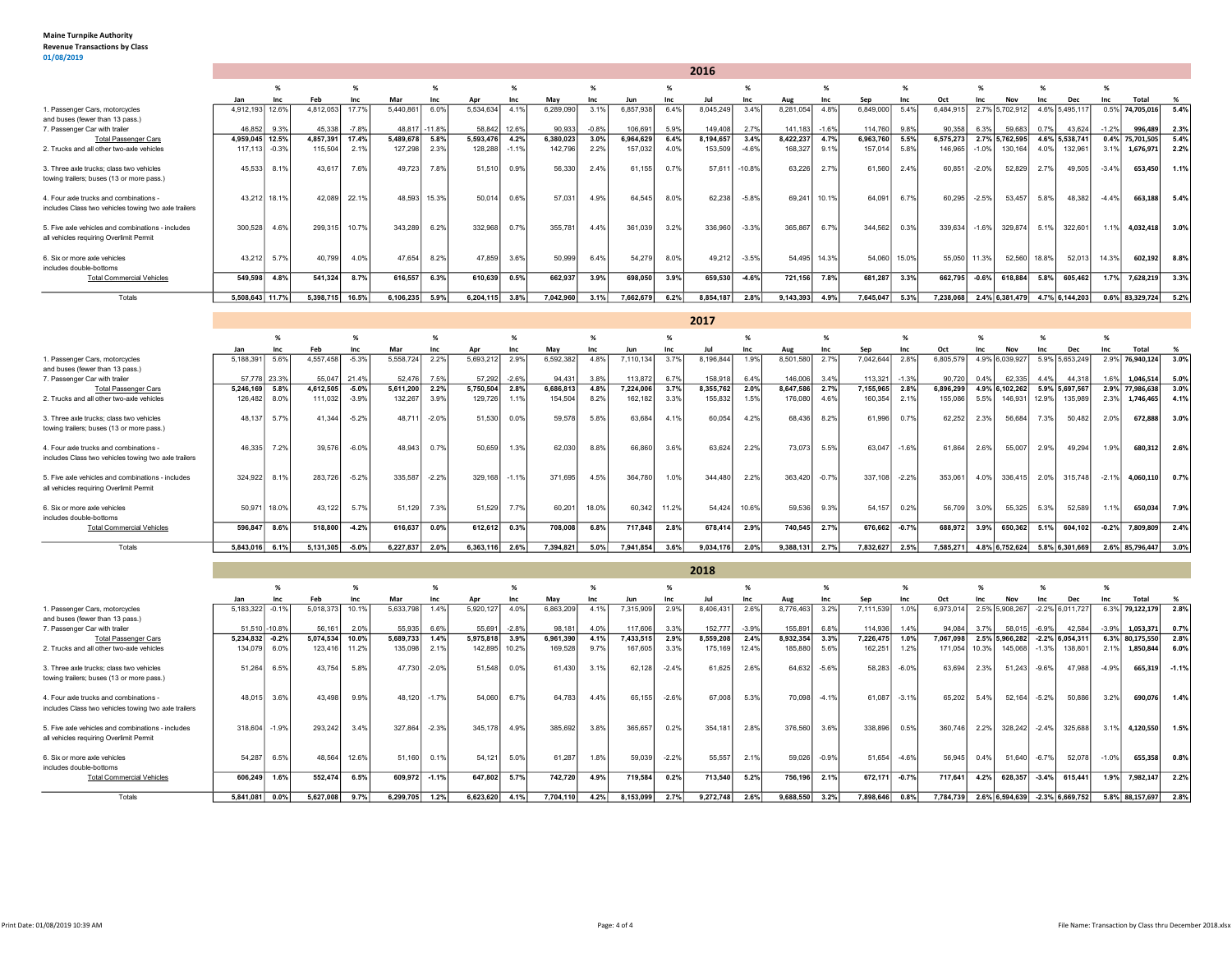**Maine Turnpike Authority**
**Revenue Transactions by Class**
**01/08/2019**

## 2016

| | Jan | % Inc | Feb | % Inc | Mar | % Inc | Apr | % Inc | May | % Inc | Jun | % Inc | Jul | % Inc | Aug | % Inc | Sep | % Inc | Oct | % Inc | Nov | % Inc | Dec | % Inc | Total | % |
|---|---|---|---|---|---|---|---|---|---|---|---|---|---|---|---|---|---|---|---|---|---|---|---|---|---|---|
| 1. Passenger Cars, motorcycles and buses (fewer than 13 pass.) | 4,912,193 | 12.6% | 4,812,053 | 17.7% | 5,440,861 | 6.0% | 5,534,634 | 4.1% | 6,289,090 | 3.1% | 6,857,938 | 6.4% | 8,045,249 | 3.4% | 8,281,054 | 4.8% | 6,849,000 | 5.4% | 6,484,915 | 2.7% | 5,702,912 | 4.6% | 5,495,117 | 0.5% | 74,705,016 | 5.4% |
| 7. Passenger Car with trailer | 46,852 | 9.3% | 45,338 | -7.8% | 48,817 | -11.8% | 58,842 | 12.6% | 90,933 | -0.8% | 106,691 | 5.9% | 149,408 | 2.7% | 141,183 | -1.6% | 114,760 | 9.8% | 90,358 | 6.3% | 59,683 | 0.7% | 43,624 | -1.2% | 996,489 | 2.3% |
| **Total Passenger Cars** | **4,959,045** | **12.5%** | **4,857,391** | **17.4%** | **5,489,678** | **5.8%** | **5,593,476** | **4.2%** | **6,380,023** | **3.0%** | **6,964,629** | **6.4%** | **8,194,657** | **3.4%** | **8,422,237** | **4.7%** | **6,963,760** | **5.5%** | **6,575,273** | **2.7%** | **5,762,595** | **4.6%** | **5,538,741** | **0.4%** | **75,701,505** | **5.4%** |
| 2. Trucks and all other two-axle vehicles | 117,113 | -0.3% | 115,504 | 2.1% | 127,298 | 2.3% | 128,288 | -1.1% | 142,796 | 2.2% | 157,032 | 4.0% | 153,509 | -4.6% | 168,327 | 9.1% | 157,014 | 5.8% | 146,965 | -1.0% | 130,164 | 4.0% | 132,961 | 3.1% | 1,676,971 | 2.2% |
| 3. Three axle trucks; class two vehicles towing trailers; buses (13 or more pass.) | 45,533 | 8.1% | 43,617 | 7.6% | 49,723 | 7.8% | 51,510 | 0.9% | 56,330 | 2.4% | 61,155 | 0.7% | 57,611 | -10.8% | 63,226 | 2.7% | 61,560 | 2.4% | 60,851 | -2.0% | 52,829 | 2.7% | 49,505 | -3.4% | 653,450 | 1.1% |
| 4. Four axle trucks and combinations - includes Class two vehicles towing two axle trailers | 43,212 | 18.1% | 42,089 | 22.1% | 48,593 | 15.3% | 50,014 | 0.6% | 57,031 | 4.9% | 64,545 | 8.0% | 62,238 | -5.8% | 69,241 | 10.1% | 64,091 | 6.7% | 60,295 | -2.5% | 53,457 | 5.8% | 48,382 | -4.4% | 663,188 | 5.4% |
| 5. Five axle vehicles and combinations - includes all vehicles requiring Overlimit Permit | 300,528 | 4.6% | 299,315 | 10.7% | 343,289 | 6.2% | 332,968 | 0.7% | 355,781 | 4.4% | 361,039 | 3.2% | 336,960 | -3.3% | 365,867 | 6.7% | 344,562 | 0.3% | 339,634 | -1.6% | 329,874 | 5.1% | 322,601 | 1.1% | 4,032,418 | 3.0% |
| 6. Six or more axle vehicles includes double-bottoms | 43,212 | 5.7% | 40,799 | 4.0% | 47,654 | 8.2% | 47,859 | 3.6% | 50,999 | 6.4% | 54,279 | 8.0% | 49,212 | -3.5% | 54,495 | 14.3% | 54,060 | 15.0% | 55,050 | 11.3% | 52,560 | 18.8% | 52,013 | 14.3% | 602,192 | 8.8% |
| **Total Commercial Vehicles** | **549,598** | **4.8%** | **541,324** | **8.7%** | **616,557** | **6.3%** | **610,639** | **0.5%** | **662,937** | **3.9%** | **698,050** | **3.9%** | **659,530** | **-4.6%** | **721,156** | **7.8%** | **681,287** | **3.3%** | **662,795** | **-0.6%** | **618,884** | **5.8%** | **605,462** | **1.7%** | **7,628,219** | **3.3%** |
| Totals | **5,508,643** | **11.7%** | **5,398,715** | **16.5%** | **6,106,235** | **5.9%** | **6,204,115** | **3.8%** | **7,042,960** | **3.1%** | **7,662,679** | **6.2%** | **8,854,187** | **2.8%** | **9,143,393** | **4.9%** | **7,645,047** | **5.3%** | **7,238,068** | **2.4%** | **6,381,479** | **4.7%** | **6,144,203** | **0.6%** | **83,329,724** | **5.2%** |

## 2017

| | Jan | % Inc | Feb | % Inc | Mar | % Inc | Apr | % Inc | May | % Inc | Jun | % Inc | Jul | % Inc | Aug | % Inc | Sep | % Inc | Oct | % Inc | Nov | % Inc | Dec | % Inc | Total | % |
|---|---|---|---|---|---|---|---|---|---|---|---|---|---|---|---|---|---|---|---|---|---|---|---|---|---|---|
| 1. Passenger Cars, motorcycles and buses (fewer than 13 pass.) | 5,188,391 | 5.6% | 4,557,458 | -5.3% | 5,558,724 | 2.2% | 5,693,212 | 2.9% | 6,592,382 | 4.8% | 7,110,134 | 3.7% | 8,196,844 | 1.9% | 8,501,580 | 2.7% | 7,042,644 | 2.8% | 6,805,579 | 4.9% | 6,039,927 | 5.9% | 5,653,249 | 2.9% | 76,940,124 | 3.0% |
| 7. Passenger Car with trailer | 57,778 | 23.3% | 55,047 | 21.4% | 52,476 | 7.5% | 57,292 | -2.6% | 94,431 | 3.8% | 113,872 | 6.7% | 158,918 | 6.4% | 146,006 | 3.4% | 113,321 | -1.3% | 90,720 | 0.4% | 62,335 | 4.4% | 44,318 | 1.6% | 1,046,514 | 5.0% |
| **Total Passenger Cars** | **5,246,169** | **5.8%** | **4,612,505** | **-5.0%** | **5,611,200** | **2.2%** | **5,750,504** | **2.8%** | **6,686,813** | **4.8%** | **7,224,006** | **3.7%** | **8,355,762** | **2.0%** | **8,647,586** | **2.7%** | **7,155,965** | **2.8%** | **6,896,299** | **4.9%** | **6,102,262** | **5.9%** | **5,697,567** | **2.9%** | **77,986,638** | **3.0%** |
| 2. Trucks and all other two-axle vehicles | 126,482 | 8.0% | 111,032 | -3.9% | 132,267 | 3.9% | 129,726 | 1.1% | 154,504 | 8.2% | 162,182 | 3.3% | 155,832 | 1.5% | 176,080 | 4.6% | 160,354 | 2.1% | 155,086 | 5.5% | 146,931 | 12.9% | 135,989 | 2.3% | 1,746,465 | 4.1% |
| 3. Three axle trucks; class two vehicles towing trailers; buses (13 or more pass.) | 48,137 | 5.7% | 41,344 | -5.2% | 48,711 | -2.0% | 51,530 | 0.0% | 59,578 | 5.8% | 63,684 | 4.1% | 60,054 | 4.2% | 68,436 | 8.2% | 61,996 | 0.7% | 62,252 | 2.3% | 56,684 | 7.3% | 50,482 | 2.0% | 672,888 | 3.0% |
| 4. Four axle trucks and combinations - includes Class two vehicles towing two axle trailers | 46,335 | 7.2% | 39,576 | -6.0% | 48,943 | 0.7% | 50,659 | 1.3% | 62,030 | 8.8% | 66,860 | 3.6% | 63,624 | 2.2% | 73,073 | 5.5% | 63,047 | -1.6% | 61,864 | 2.6% | 55,007 | 2.9% | 49,294 | 1.9% | 680,312 | 2.6% |
| 5. Five axle vehicles and combinations - includes all vehicles requiring Overlimit Permit | 324,922 | 8.1% | 283,726 | -5.2% | 335,587 | -2.2% | 329,168 | -1.1% | 371,695 | 4.5% | 364,780 | 1.0% | 344,480 | 2.2% | 363,420 | -0.7% | 337,108 | -2.2% | 353,061 | 4.0% | 336,415 | 2.0% | 315,748 | -2.1% | 4,060,110 | 0.7% |
| 6. Six or more axle vehicles includes double-bottoms | 50,971 | 18.0% | 43,122 | 5.7% | 51,129 | 7.3% | 51,529 | 7.7% | 60,201 | 18.0% | 60,342 | 11.2% | 54,424 | 10.6% | 59,536 | 9.3% | 54,157 | 0.2% | 56,709 | 3.0% | 55,325 | 5.3% | 52,589 | 1.1% | 650,034 | 7.9% |
| **Total Commercial Vehicles** | **596,847** | **8.6%** | **518,800** | **-4.2%** | **616,637** | **0.0%** | **612,612** | **0.3%** | **708,008** | **6.8%** | **717,848** | **2.8%** | **678,414** | **2.9%** | **740,545** | **2.7%** | **676,662** | **-0.7%** | **688,972** | **3.9%** | **650,362** | **5.1%** | **604,102** | **-0.2%** | **7,809,809** | **2.4%** |
| Totals | **5,843,016** | **6.1%** | **5,131,305** | **-5.0%** | **6,227,837** | **2.0%** | **6,363,116** | **2.6%** | **7,394,821** | **5.0%** | **7,941,854** | **3.6%** | **9,034,176** | **2.0%** | **9,388,131** | **2.7%** | **7,832,627** | **2.5%** | **7,585,271** | **4.8%** | **6,752,624** | **5.8%** | **6,301,669** | **2.6%** | **85,796,447** | **3.0%** |

## 2018

| | Jan | % Inc | Feb | % Inc | Mar | % Inc | Apr | % Inc | May | % Inc | Jun | % Inc | Jul | % Inc | Aug | % Inc | Sep | % Inc | Oct | % Inc | Nov | % Inc | Dec | % Inc | Total | % |
|---|---|---|---|---|---|---|---|---|---|---|---|---|---|---|---|---|---|---|---|---|---|---|---|---|---|---|
| 1. Passenger Cars, motorcycles and buses (fewer than 13 pass.) | 5,183,322 | -0.1% | 5,018,373 | 10.1% | 5,633,798 | 1.4% | 5,920,127 | 4.0% | 6,863,209 | 4.1% | 7,315,909 | 2.9% | 8,406,431 | 2.6% | 8,776,463 | 3.2% | 7,111,539 | 1.0% | 6,973,014 | 2.5% | 5,908,267 | -2.2% | 6,011,727 | 6.3% | 79,122,179 | 2.8% |
| 7. Passenger Car with trailer | 51,510 | -10.8% | 56,161 | 2.0% | 55,935 | 6.6% | 55,691 | -2.8% | 98,181 | 4.0% | 117,606 | 3.3% | 152,777 | -3.9% | 155,891 | 6.8% | 114,936 | 1.4% | 94,084 | 3.7% | 58,015 | -6.9% | 42,584 | -3.9% | 1,053,371 | 0.7% |
| **Total Passenger Cars** | **5,234,832** | **-0.2%** | **5,074,534** | **10.0%** | **5,689,733** | **1.4%** | **5,975,818** | **3.9%** | **6,961,390** | **4.1%** | **7,433,515** | **2.9%** | **8,559,208** | **2.4%** | **8,932,354** | **3.3%** | **7,226,475** | **1.0%** | **7,067,098** | **2.5%** | **5,966,282** | **-2.2%** | **6,054,311** | **6.3%** | **80,175,550** | **2.8%** |
| 2. Trucks and all other two-axle vehicles | 134,079 | 6.0% | 123,416 | 11.2% | 135,098 | 2.1% | 142,895 | 10.2% | 169,528 | 9.7% | 167,605 | 3.3% | 175,169 | 12.4% | 185,880 | 5.6% | 162,251 | 1.2% | 171,054 | 10.3% | 145,068 | -1.3% | 138,801 | 2.1% | 1,850,844 | 6.0% |
| 3. Three axle trucks; class two vehicles towing trailers; buses (13 or more pass.) | 51,264 | 6.5% | 43,754 | 5.8% | 47,730 | -2.0% | 51,548 | 0.0% | 61,430 | 3.1% | 62,128 | -2.4% | 61,625 | 2.6% | 64,632 | -5.6% | 58,283 | -6.0% | 63,694 | 2.3% | 51,243 | -9.6% | 47,988 | -4.9% | 665,319 | -1.1% |
| 4. Four axle trucks and combinations - includes Class two vehicles towing two axle trailers | 48,015 | 3.6% | 43,498 | 9.9% | 48,120 | -1.7% | 54,060 | 6.7% | 64,783 | 4.4% | 65,155 | -2.6% | 67,008 | 5.3% | 70,098 | -4.1% | 61,087 | -3.1% | 65,202 | 5.4% | 52,164 | -5.2% | 50,886 | 3.2% | 690,076 | 1.4% |
| 5. Five axle vehicles and combinations - includes all vehicles requiring Overlimit Permit | 318,604 | -1.9% | 293,242 | 3.4% | 327,864 | -2.3% | 345,178 | 4.9% | 385,692 | 3.8% | 365,657 | 0.2% | 354,181 | 2.8% | 376,560 | 3.6% | 338,896 | 0.5% | 360,746 | 2.2% | 328,242 | -2.4% | 325,688 | 3.1% | 4,120,550 | 1.5% |
| 6. Six or more axle vehicles includes double-bottoms | 54,287 | 6.5% | 48,564 | 12.6% | 51,160 | 0.1% | 54,121 | 5.0% | 61,287 | 1.8% | 59,039 | -2.2% | 55,557 | 2.1% | 59,026 | -0.9% | 51,654 | -4.6% | 56,945 | 0.4% | 51,640 | -6.7% | 52,078 | -1.0% | 655,358 | 0.8% |
| **Total Commercial Vehicles** | **606,249** | **1.6%** | **552,474** | **6.5%** | **609,972** | **-1.1%** | **647,802** | **5.7%** | **742,720** | **4.9%** | **719,584** | **0.2%** | **713,540** | **5.2%** | **756,196** | **2.1%** | **672,171** | **-0.7%** | **717,641** | **4.2%** | **628,357** | **-3.4%** | **615,441** | **1.9%** | **7,982,147** | **2.2%** |
| Totals | **5,841,081** | **0.0%** | **5,627,008** | **9.7%** | **6,299,705** | **1.2%** | **6,623,620** | **4.1%** | **7,704,110** | **4.2%** | **8,153,099** | **2.7%** | **9,272,748** | **2.6%** | **9,688,550** | **3.2%** | **7,898,646** | **0.8%** | **7,784,739** | **2.6%** | **6,594,639** | **-2.3%** | **6,669,752** | **5.8%** | **88,157,697** | **2.8%** |

Print Date: 01/08/2019 10:39 AM

File Name: Transaction by Class thru December 2018.xlsx